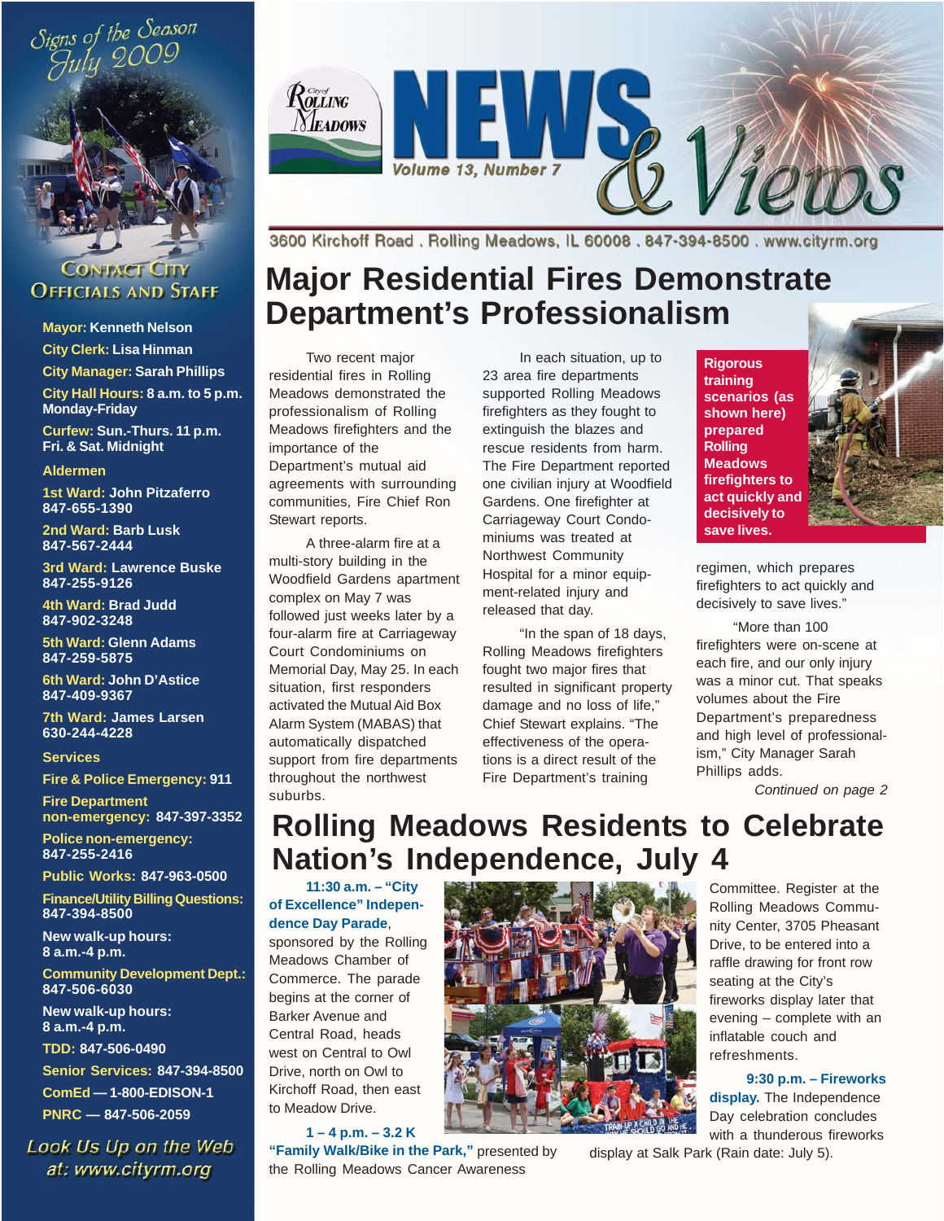# City of Rolling Meadows NEWS & Views

Volume 13, Number 7

3600 Kirchoff Road . Rolling Meadows, IL 60008 . 847-394-8500 . www.cityrm.org

Signs of the Season July 2009

## Contact City Officials and Staff

**Mayor:** Kenneth Nelson
**City Clerk:** Lisa Hinman
**City Manager:** Sarah Phillips
**City Hall Hours:** 8 a.m. to 5 p.m. Monday-Friday
**Curfew:** Sun.-Thurs. 11 p.m. Fri. & Sat. Midnight

**Aldermen**

**1st Ward:** John Pitzaferro 847-655-1390
**2nd Ward:** Barb Lusk 847-567-2444
**3rd Ward:** Lawrence Buske 847-255-9126
**4th Ward:** Brad Judd 847-902-3248
**5th Ward:** Glenn Adams 847-259-5875
**6th Ward:** John D'Astice 847-409-9367
**7th Ward:** James Larsen 630-244-4228

**Services**

**Fire & Police Emergency:** 911
**Fire Department non-emergency:** 847-397-3352
**Police non-emergency:** 847-255-2416
**Public Works:** 847-963-0500
**Finance/Utility Billing Questions:** 847-394-8500
New walk-up hours: 8 a.m.-4 p.m.
**Community Development Dept.:** 847-506-6030
New walk-up hours: 8 a.m.-4 p.m.
**TDD:** 847-506-0490
**Senior Services:** 847-394-8500
**ComEd** — 1-800-EDISON-1
**PNRC** — 847-506-2059

Look Us Up on the Web at: www.cityrm.org

# Major Residential Fires Demonstrate Department's Professionalism

Two recent major residential fires in Rolling Meadows demonstrated the professionalism of Rolling Meadows firefighters and the importance of the Department's mutual aid agreements with surrounding communities, Fire Chief Ron Stewart reports.

A three-alarm fire at a multi-story building in the Woodfield Gardens apartment complex on May 7 was followed just weeks later by a four-alarm fire at Carriageway Court Condominiums on Memorial Day, May 25. In each situation, first responders activated the Mutual Aid Box Alarm System (MABAS) that automatically dispatched support from fire departments throughout the northwest suburbs.

In each situation, up to 23 area fire departments supported Rolling Meadows firefighters as they fought to extinguish the blazes and rescue residents from harm. The Fire Department reported one civilian injury at Woodfield Gardens. One firefighter at Carriageway Court Condominiums was treated at Northwest Community Hospital for a minor equipment-related injury and released that day.

"In the span of 18 days, Rolling Meadows firefighters fought two major fires that resulted in significant property damage and no loss of life," Chief Stewart explains. "The effectiveness of the operations is a direct result of the Fire Department's training regimen, which prepares firefighters to act quickly and decisively to save lives."

**Rigorous training scenarios (as shown here) prepared Rolling Meadows firefighters to act quickly and decisively to save lives.**

"More than 100 firefighters were on-scene at each fire, and our only injury was a minor cut. That speaks volumes about the Fire Department's preparedness and high level of professionalism," City Manager Sarah Phillips adds.

*Continued on page 2*

# Rolling Meadows Residents to Celebrate Nation's Independence, July 4

**11:30 a.m. – "City of Excellence" Independence Day Parade**, sponsored by the Rolling Meadows Chamber of Commerce. The parade begins at the corner of Barker Avenue and Central Road, heads west on Central to Owl Drive, north on Owl to Kirchoff Road, then east to Meadow Drive.

**1 – 4 p.m. – 3.2 K "Family Walk/Bike in the Park,"** presented by the Rolling Meadows Cancer Awareness Committee. Register at the Rolling Meadows Community Center, 3705 Pheasant Drive, to be entered into a raffle drawing for front row seating at the City's fireworks display later that evening – complete with an inflatable couch and refreshments.

**9:30 p.m. – Fireworks display.** The Independence Day celebration concludes with a thunderous fireworks display at Salk Park (Rain date: July 5).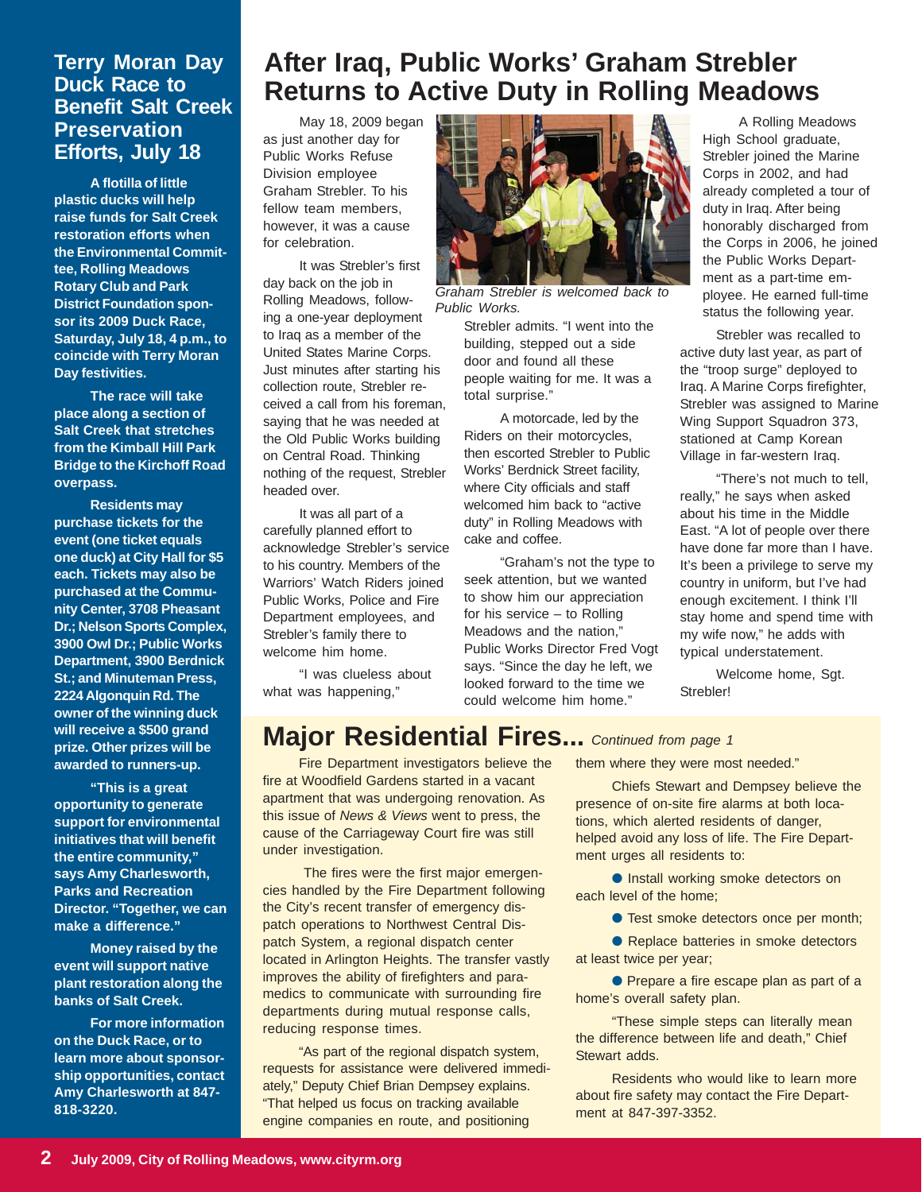## Terry Moran Day Duck Race to Benefit Salt Creek Preservation Efforts, July 18

**A flotilla of little plastic ducks will help raise funds for Salt Creek restoration efforts when the Environmental Committee, Rolling Meadows Rotary Club and Park District Foundation sponsor its 2009 Duck Race, Saturday, July 18, 4 p.m., to coincide with Terry Moran Day festivities.**

**The race will take place along a section of Salt Creek that stretches from the Kimball Hill Park Bridge to the Kirchoff Road overpass.**

**Residents may purchase tickets for the event (one ticket equals one duck) at City Hall for $5 each. Tickets may also be purchased at the Community Center, 3708 Pheasant Dr.; Nelson Sports Complex, 3900 Owl Dr.; Public Works Department, 3900 Berdnick St.; and Minuteman Press, 2224 Algonquin Rd. The owner of the winning duck will receive a $500 grand prize. Other prizes will be awarded to runners-up.**

**"This is a great opportunity to generate support for environmental initiatives that will benefit the entire community," says Amy Charlesworth, Parks and Recreation Director. "Together, we can make a difference."**

**Money raised by the event will support native plant restoration along the banks of Salt Creek.**

**For more information on the Duck Race, or to learn more about sponsorship opportunities, contact Amy Charlesworth at 847-818-3220.**

# After Iraq, Public Works' Graham Strebler Returns to Active Duty in Rolling Meadows

May 18, 2009 began as just another day for Public Works Refuse Division employee Graham Strebler. To his fellow team members, however, it was a cause for celebration.

It was Strebler's first day back on the job in Rolling Meadows, following a one-year deployment to Iraq as a member of the United States Marine Corps. Just minutes after starting his collection route, Strebler received a call from his foreman, saying that he was needed at the Old Public Works building on Central Road. Thinking nothing of the request, Strebler headed over.

It was all part of a carefully planned effort to acknowledge Strebler's service to his country. Members of the Warriors' Watch Riders joined Public Works, Police and Fire Department employees, and Strebler's family there to welcome him home.

"I was clueless about what was happening," Strebler admits. "I went into the building, stepped out a side door and found all these people waiting for me. It was a total surprise."

*Graham Strebler is welcomed back to Public Works.*

A motorcade, led by the Riders on their motorcycles, then escorted Strebler to Public Works' Berdnick Street facility, where City officials and staff welcomed him back to "active duty" in Rolling Meadows with cake and coffee.

"Graham's not the type to seek attention, but we wanted to show him our appreciation for his service – to Rolling Meadows and the nation," Public Works Director Fred Vogt says. "Since the day he left, we looked forward to the time we could welcome him home."

A Rolling Meadows High School graduate, Strebler joined the Marine Corps in 2002, and had already completed a tour of duty in Iraq. After being honorably discharged from the Corps in 2006, he joined the Public Works Department as a part-time employee. He earned full-time status the following year.

Strebler was recalled to active duty last year, as part of the "troop surge" deployed to Iraq. A Marine Corps firefighter, Strebler was assigned to Marine Wing Support Squadron 373, stationed at Camp Korean Village in far-western Iraq.

"There's not much to tell, really," he says when asked about his time in the Middle East. "A lot of people over there have done far more than I have. It's been a privilege to serve my country in uniform, but I've had enough excitement. I think I'll stay home and spend time with my wife now," he adds with typical understatement.

Welcome home, Sgt. Strebler!

# Major Residential Fires... *Continued from page 1*

Fire Department investigators believe the fire at Woodfield Gardens started in a vacant apartment that was undergoing renovation. As this issue of *News & Views* went to press, the cause of the Carriageway Court fire was still under investigation.

The fires were the first major emergencies handled by the Fire Department following the City's recent transfer of emergency dispatch operations to Northwest Central Dispatch System, a regional dispatch center located in Arlington Heights. The transfer vastly improves the ability of firefighters and paramedics to communicate with surrounding fire departments during mutual response calls, reducing response times.

"As part of the regional dispatch system, requests for assistance were delivered immediately," Deputy Chief Brian Dempsey explains. "That helped us focus on tracking available engine companies en route, and positioning them where they were most needed."

Chiefs Stewart and Dempsey believe the presence of on-site fire alarms at both locations, which alerted residents of danger, helped avoid any loss of life. The Fire Department urges all residents to:

- Install working smoke detectors on each level of the home;
- Test smoke detectors once per month;
- Replace batteries in smoke detectors at least twice per year;
- Prepare a fire escape plan as part of a home's overall safety plan.

"These simple steps can literally mean the difference between life and death," Chief Stewart adds.

Residents who would like to learn more about fire safety may contact the Fire Department at 847-397-3352.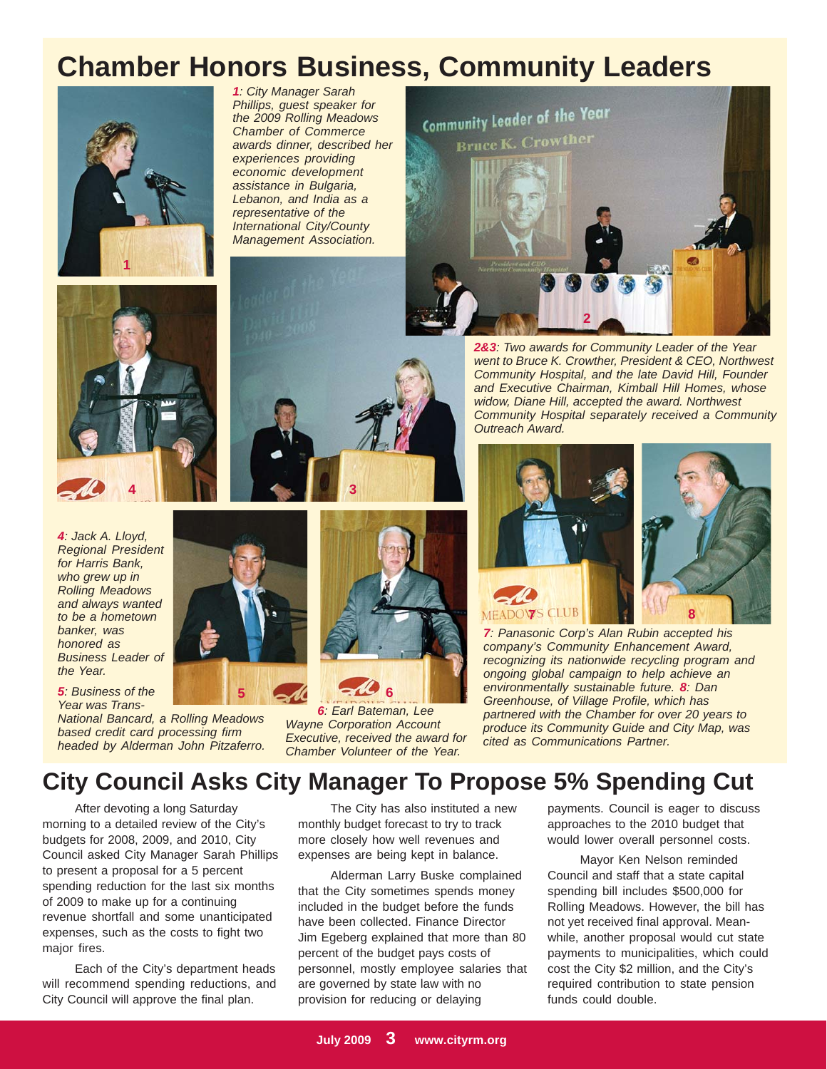# Chamber Honors Business, Community Leaders

*1: City Manager Sarah Phillips, guest speaker for the 2009 Rolling Meadows Chamber of Commerce awards dinner, described her experiences providing economic development assistance in Bulgaria, Lebanon, and India as a representative of the International City/County Management Association.*

*2&3: Two awards for Community Leader of the Year went to Bruce K. Crowther, President & CEO, Northwest Community Hospital, and the late David Hill, Founder and Executive Chairman, Kimball Hill Homes, whose widow, Diane Hill, accepted the award. Northwest Community Hospital separately received a Community Outreach Award.*

*4: Jack A. Lloyd, Regional President for Harris Bank, who grew up in Rolling Meadows and always wanted to be a hometown banker, was honored as Business Leader of the Year.*

*5: Business of the Year was Trans-National Bancard, a Rolling Meadows based credit card processing firm headed by Alderman John Pitzaferro.*

*6: Earl Bateman, Lee Wayne Corporation Account Executive, received the award for Chamber Volunteer of the Year.*

*7: Panasonic Corp's Alan Rubin accepted his company's Community Enhancement Award, recognizing its nationwide recycling program and ongoing global campaign to help achieve an environmentally sustainable future. 8: Dan Greenhouse, of Village Profile, which has partnered with the Chamber for over 20 years to produce its Community Guide and City Map, was cited as Communications Partner.*

# City Council Asks City Manager To Propose 5% Spending Cut

After devoting a long Saturday morning to a detailed review of the City's budgets for 2008, 2009, and 2010, City Council asked City Manager Sarah Phillips to present a proposal for a 5 percent spending reduction for the last six months of 2009 to make up for a continuing revenue shortfall and some unanticipated expenses, such as the costs to fight two major fires.

Each of the City's department heads will recommend spending reductions, and City Council will approve the final plan.

The City has also instituted a new monthly budget forecast to try to track more closely how well revenues and expenses are being kept in balance.

Alderman Larry Buske complained that the City sometimes spends money included in the budget before the funds have been collected. Finance Director Jim Egeberg explained that more than 80 percent of the budget pays costs of personnel, mostly employee salaries that are governed by state law with no provision for reducing or delaying payments. Council is eager to discuss approaches to the 2010 budget that would lower overall personnel costs.

Mayor Ken Nelson reminded Council and staff that a state capital spending bill includes $500,000 for Rolling Meadows. However, the bill has not yet received final approval. Meanwhile, another proposal would cut state payments to municipalities, which could cost the City $2 million, and the City's required contribution to state pension funds could double.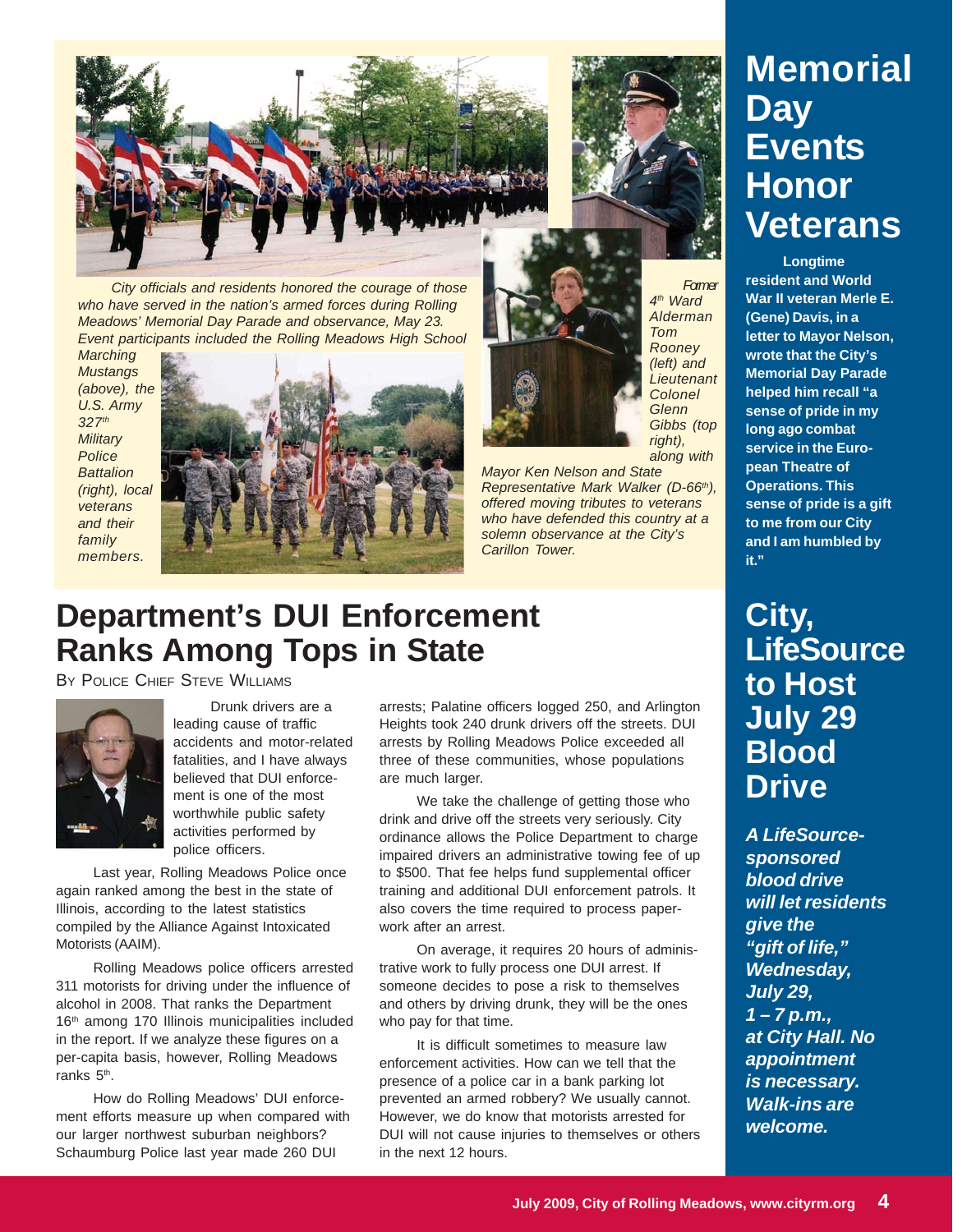City officials and residents honored the courage of those who have served in the nation's armed forces during Rolling Meadows' Memorial Day Parade and observance, May 23. Event participants included the Rolling Meadows High School Marching Mustangs (above), the U.S. Army 327th Military Police Battalion (right), local veterans and their family members.

*Former 4th Ward Alderman Tom Rooney (left) and Lieutenant Colonel Glenn Gibbs (top right), along with Mayor Ken Nelson and State Representative Mark Walker (D-66th), offered moving tributes to veterans who have defended this country at a solemn observance at the City's Carillon Tower.*

# Department's DUI Enforcement Ranks Among Tops in State

BY POLICE CHIEF STEVE WILLIAMS

Drunk drivers are a leading cause of traffic accidents and motor-related fatalities, and I have always believed that DUI enforcement is one of the most worthwhile public safety activities performed by police officers.

Last year, Rolling Meadows Police once again ranked among the best in the state of Illinois, according to the latest statistics compiled by the Alliance Against Intoxicated Motorists (AAIM).

Rolling Meadows police officers arrested 311 motorists for driving under the influence of alcohol in 2008. That ranks the Department 16th among 170 Illinois municipalities included in the report. If we analyze these figures on a per-capita basis, however, Rolling Meadows ranks 5th.

How do Rolling Meadows' DUI enforcement efforts measure up when compared with our larger northwest suburban neighbors? Schaumburg Police last year made 260 DUI arrests; Palatine officers logged 250, and Arlington Heights took 240 drunk drivers off the streets. DUI arrests by Rolling Meadows Police exceeded all three of these communities, whose populations are much larger.

We take the challenge of getting those who drink and drive off the streets very seriously. City ordinance allows the Police Department to charge impaired drivers an administrative towing fee of up to $500. That fee helps fund supplemental officer training and additional DUI enforcement patrols. It also covers the time required to process paperwork after an arrest.

On average, it requires 20 hours of administrative work to fully process one DUI arrest. If someone decides to pose a risk to themselves and others by driving drunk, they will be the ones who pay for that time.

It is difficult sometimes to measure law enforcement activities. How can we tell that the presence of a police car in a bank parking lot prevented an armed robbery? We usually cannot. However, we do know that motorists arrested for DUI will not cause injuries to themselves or others in the next 12 hours.

# Memorial Day Events Honor Veterans

**Longtime resident and World War II veteran Merle E. (Gene) Davis, in a letter to Mayor Nelson, wrote that the City's Memorial Day Parade helped him recall "a sense of pride in my long ago combat service in the European Theatre of Operations. This sense of pride is a gift to me from our City and I am humbled by it."**

# City, LifeSource to Host July 29 Blood Drive

***A LifeSource-sponsored blood drive will let residents give the "gift of life," Wednesday, July 29, 1 – 7 p.m., at City Hall. No appointment is necessary. Walk-ins are welcome.***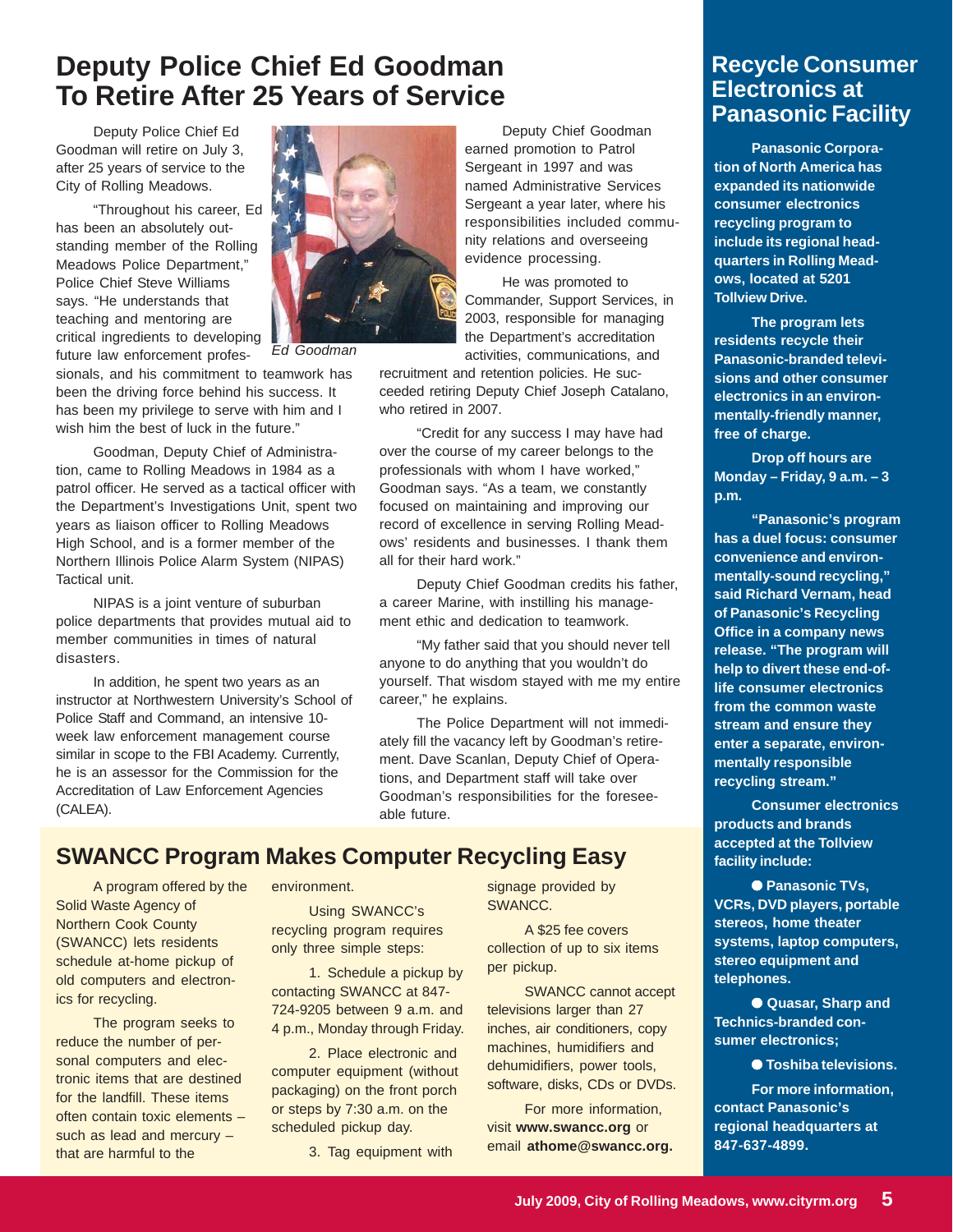# Deputy Police Chief Ed Goodman To Retire After 25 Years of Service

Deputy Police Chief Ed Goodman will retire on July 3, after 25 years of service to the City of Rolling Meadows.

"Throughout his career, Ed has been an absolutely outstanding member of the Rolling Meadows Police Department," Police Chief Steve Williams says. "He understands that teaching and mentoring are critical ingredients to developing future law enforcement professionals, and his commitment to teamwork has been the driving force behind his success. It has been my privilege to serve with him and I wish him the best of luck in the future."

*Ed Goodman*

Goodman, Deputy Chief of Administration, came to Rolling Meadows in 1984 as a patrol officer. He served as a tactical officer with the Department's Investigations Unit, spent two years as liaison officer to Rolling Meadows High School, and is a former member of the Northern Illinois Police Alarm System (NIPAS) Tactical unit.

NIPAS is a joint venture of suburban police departments that provides mutual aid to member communities in times of natural disasters.

In addition, he spent two years as an instructor at Northwestern University's School of Police Staff and Command, an intensive 10-week law enforcement management course similar in scope to the FBI Academy. Currently, he is an assessor for the Commission for the Accreditation of Law Enforcement Agencies (CALEA).

Deputy Chief Goodman earned promotion to Patrol Sergeant in 1997 and was named Administrative Services Sergeant a year later, where his responsibilities included community relations and overseeing evidence processing.

He was promoted to Commander, Support Services, in 2003, responsible for managing the Department's accreditation activities, communications, and recruitment and retention policies. He succeeded retiring Deputy Chief Joseph Catalano, who retired in 2007.

"Credit for any success I may have had over the course of my career belongs to the professionals with whom I have worked," Goodman says. "As a team, we constantly focused on maintaining and improving our record of excellence in serving Rolling Meadows' residents and businesses. I thank them all for their hard work."

Deputy Chief Goodman credits his father, a career Marine, with instilling his management ethic and dedication to teamwork.

"My father said that you should never tell anyone to do anything that you wouldn't do yourself. That wisdom stayed with me my entire career," he explains.

The Police Department will not immediately fill the vacancy left by Goodman's retirement. Dave Scanlan, Deputy Chief of Operations, and Department staff will take over Goodman's responsibilities for the foreseeable future.

# SWANCC Program Makes Computer Recycling Easy

A program offered by the Solid Waste Agency of Northern Cook County (SWANCC) lets residents schedule at-home pickup of old computers and electronics for recycling.

The program seeks to reduce the number of personal computers and electronic items that are destined for the landfill. These items often contain toxic elements – such as lead and mercury – that are harmful to the environment.

Using SWANCC's recycling program requires only three simple steps:

1. Schedule a pickup by contacting SWANCC at 847-724-9205 between 9 a.m. and 4 p.m., Monday through Friday.

2. Place electronic and computer equipment (without packaging) on the front porch or steps by 7:30 a.m. on the scheduled pickup day.

3. Tag equipment with signage provided by SWANCC.

A $25 fee covers collection of up to six items per pickup.

SWANCC cannot accept televisions larger than 27 inches, air conditioners, copy machines, humidifiers and dehumidifiers, power tools, software, disks, CDs or DVDs.

For more information, visit **www.swancc.org** or email **athome@swancc.org.**

# Recycle Consumer Electronics at Panasonic Facility

**Panasonic Corporation of North America has expanded its nationwide consumer electronics recycling program to include its regional headquarters in Rolling Meadows, located at 5201 Tollview Drive.**

**The program lets residents recycle their Panasonic-branded televisions and other consumer electronics in an environmentally-friendly manner, free of charge.**

**Drop off hours are Monday – Friday, 9 a.m. – 3 p.m.**

**"Panasonic's program has a duel focus: consumer convenience and environmentally-sound recycling," said Richard Vernam, head of Panasonic's Recycling Office in a company news release. "The program will help to divert these end-of-life consumer electronics from the common waste stream and ensure they enter a separate, environmentally responsible recycling stream."**

**Consumer electronics products and brands accepted at the Tollview facility include:**

- **Panasonic TVs, VCRs, DVD players, portable stereos, home theater systems, laptop computers, stereo equipment and telephones.**
- **Quasar, Sharp and Technics-branded consumer electronics;**
- **Toshiba televisions.**

**For more information, contact Panasonic's regional headquarters at 847-637-4899.**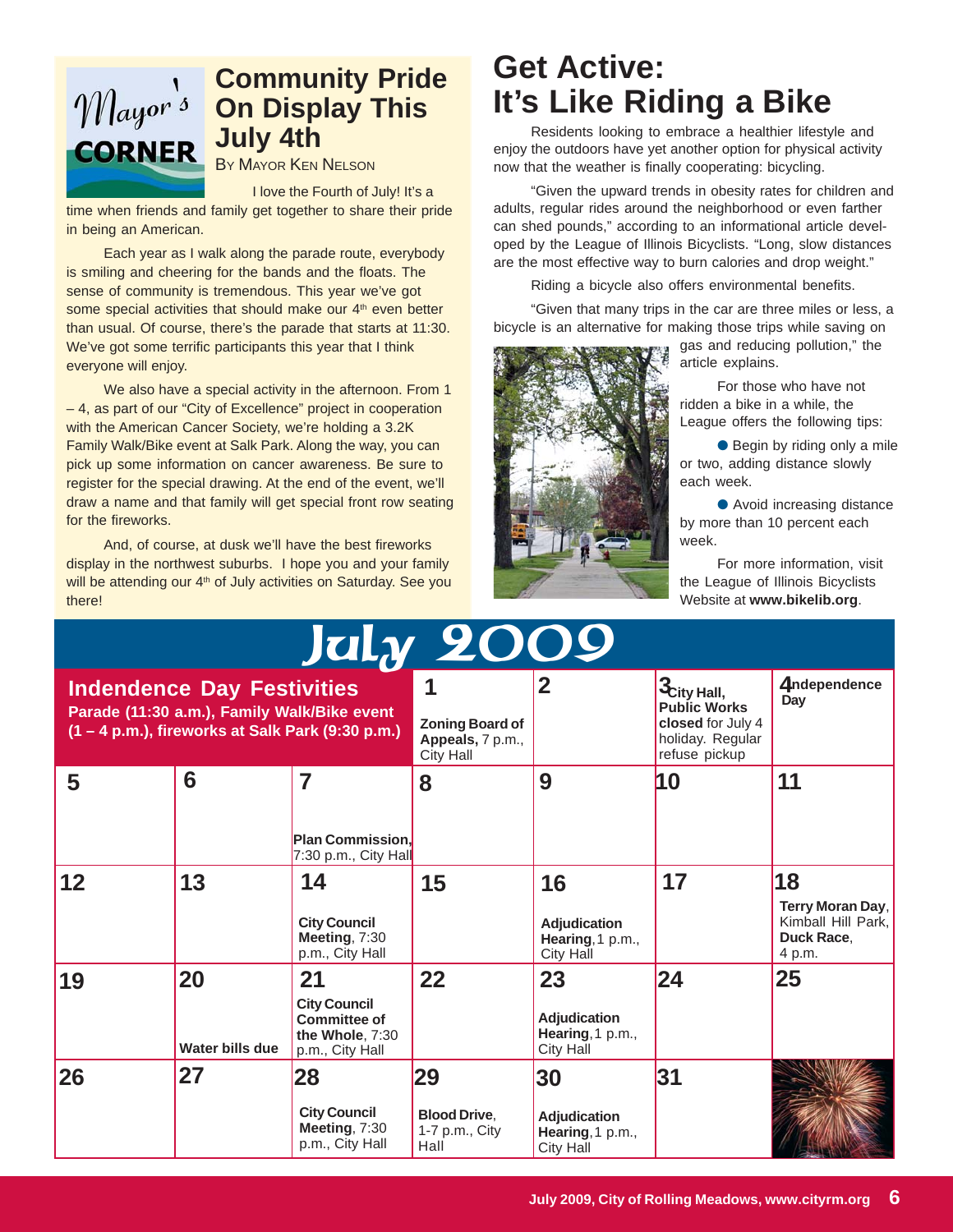Mayor's CORNER

# Community Pride On Display This July 4th

By Mayor Ken Nelson

I love the Fourth of July! It's a time when friends and family get together to share their pride in being an American.

Each year as I walk along the parade route, everybody is smiling and cheering for the bands and the floats. The sense of community is tremendous. This year we've got some special activities that should make our 4th even better than usual. Of course, there's the parade that starts at 11:30. We've got some terrific participants this year that I think everyone will enjoy.

We also have a special activity in the afternoon. From 1 – 4, as part of our "City of Excellence" project in cooperation with the American Cancer Society, we're holding a 3.2K Family Walk/Bike event at Salk Park. Along the way, you can pick up some information on cancer awareness. Be sure to register for the special drawing. At the end of the event, we'll draw a name and that family will get special front row seating for the fireworks.

And, of course, at dusk we'll have the best fireworks display in the northwest suburbs. I hope you and your family will be attending our 4th of July activities on Saturday. See you there!

# Get Active: It's Like Riding a Bike

Residents looking to embrace a healthier lifestyle and enjoy the outdoors have yet another option for physical activity now that the weather is finally cooperating: bicycling.

"Given the upward trends in obesity rates for children and adults, regular rides around the neighborhood or even farther can shed pounds," according to an informational article developed by the League of Illinois Bicyclists. "Long, slow distances are the most effective way to burn calories and drop weight."

Riding a bicycle also offers environmental benefits.

"Given that many trips in the car are three miles or less, a bicycle is an alternative for making those trips while saving on gas and reducing pollution," the article explains.

For those who have not ridden a bike in a while, the League offers the following tips:

- Begin by riding only a mile or two, adding distance slowly each week.
- Avoid increasing distance by more than 10 percent each week.

For more information, visit the League of Illinois Bicyclists Website at **www.bikelib.org**.

# July 2009

| | | | | | | |
|---|---|---|---|---|---|---|
| **Indendence Day Festivities** Parade (11:30 a.m.), Family Walk/Bike event (1 – 4 p.m.), fireworks at Salk Park (9:30 p.m.) | | | 1 **Zoning Board of Appeals,** 7 p.m., City Hall | 2 | 3 **City Hall, Public Works closed** for July 4 holiday. Regular refuse pickup | 4 **Independence Day** |
| 5 | 6 | 7 **Plan Commission,** 7:30 p.m., City Hall | 8 | 9 | 10 | 11 |
| 12 | 13 | 14 **City Council Meeting**, 7:30 p.m., City Hall | 15 | 16 **Adjudication Hearing**, 1 p.m., City Hall | 17 | 18 **Terry Moran Day**, Kimball Hill Park, **Duck Race**, 4 p.m. |
| 19 | 20 **Water bills due** | 21 **City Council Committee of the Whole**, 7:30 p.m., City Hall | 22 | 23 **Adjudication Hearing**, 1 p.m., City Hall | 24 | 25 |
| 26 | 27 | 28 **City Council Meeting**, 7:30 p.m., City Hall | 29 **Blood Drive**, 1-7 p.m., City Hall | 30 **Adjudication Hearing**, 1 p.m., City Hall | 31 | |